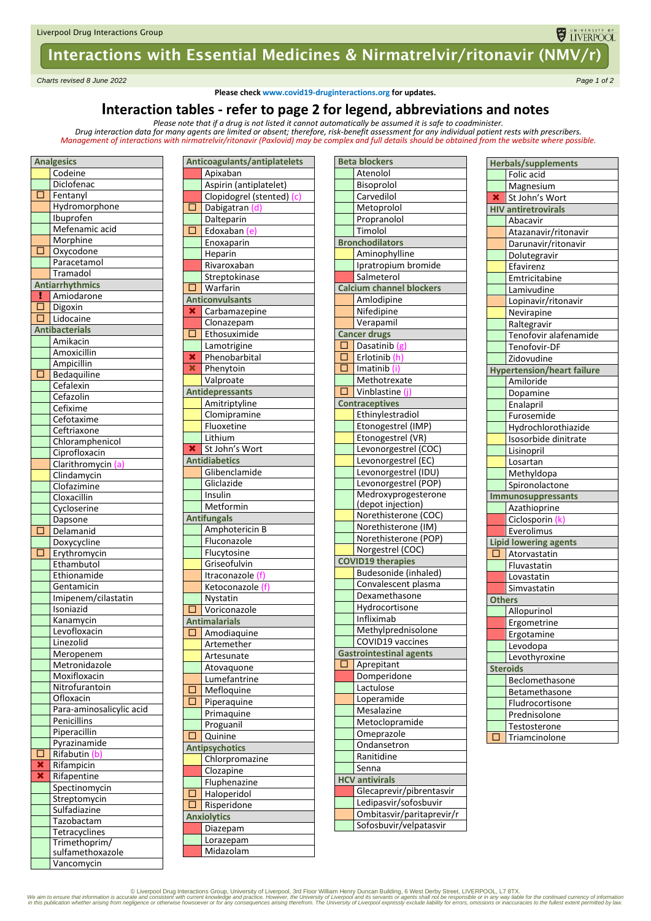Liverpool Drug Interactions Group

# Interactions with Essential Medicines & Nirmatrelvir/ritonavir (NMV/r)

*Charts revised 8 June 2022*

**Please check www.covid19-druginteractions.org for updates.**

## Interaction tables - refer to page 2 for legend, abbreviations and notes

*Please note that if a drug is not listed it cannot automatically be assumed it is safe to coadminister.*
*Drug interaction data for many agents are limited or absent; therefore, risk-benefit assessment for any individual patient rests with prescribers.*
*Management of interactions with nirmatrelvir/ritonavir (Paxlovid) may be complex and full details should be obtained from the website where possible.*

| Analgesics | |
|---|---|
| | Codeine |
| | Diclofenac |
| ☐ | Fentanyl |
| | Hydromorphone |
| | Ibuprofen |
| | Mefenamic acid |
| | Morphine |
| ☐ | Oxycodone |
| | Paracetamol |
| | Tramadol |

| Antiarrhythmics | |
|---|---|
| ! | Amiodarone |
| ☐ | Digoxin |
| ☐ | Lidocaine |

| Antibacterials | |
|---|---|
| | Amikacin |
| | Amoxicillin |
| | Ampicillin |
| ☐ | Bedaquiline |
| | Cefalexin |
| | Cefazolin |
| | Cefixime |
| | Cefotaxime |
| | Ceftriaxone |
| | Chloramphenicol |
| | Ciprofloxacin |
| | Clarithromycin (a) |
| | Clindamycin |
| | Clofazimine |
| | Cloxacillin |
| | Cycloserine |
| | Dapsone |
| ☐ | Delamanid |
| | Doxycycline |
| ☐ | Erythromycin |
| | Ethambutol |
| | Ethionamide |
| | Gentamicin |
| | Imipenem/cilastatin |
| | Isoniazid |
| | Kanamycin |
| | Levofloxacin |
| | Linezolid |
| | Meropenem |
| | Metronidazole |
| | Moxifloxacin |
| | Nitrofurantoin |
| | Ofloxacin |
| | Para-aminosalicylic acid |
| | Penicillins |
| | Piperacillin |
| | Pyrazinamide |
| ☐ | Rifabutin (b) |
| ✖ | Rifampicin |
| ✖ | Rifapentine |
| | Spectinomycin |
| | Streptomycin |
| | Sulfadiazine |
| | Tazobactam |
| | Tetracyclines |
| | Trimethoprim/ sulfamethoxazole |
| | Vancomycin |

| Anticoagulants/antiplatelets | |
|---|---|
| | Apixaban |
| | Aspirin (antiplatelet) |
| | Clopidogrel (stented) (c) |
| ☐ | Dabigatran (d) |
| | Dalteparin |
| ☐ | Edoxaban (e) |
| | Enoxaparin |
| | Heparin |
| | Rivaroxaban |
| | Streptokinase |
| ☐ | Warfarin |

| Anticonvulsants | |
|---|---|
| ✖ | Carbamazepine |
| | Clonazepam |
| ☐ | Ethosuximide |
| | Lamotrigine |
| ✖ | Phenobarbital |
| ✖ | Phenytoin |
| | Valproate |

| Antidepressants | |
|---|---|
| | Amitriptyline |
| | Clomipramine |
| | Fluoxetine |
| | Lithium |
| ✖ | St John's Wort |

| Antidiabetics | |
|---|---|
| | Glibenclamide |
| | Gliclazide |
| | Insulin |
| | Metformin |

| Antifungals | |
|---|---|
| | Amphotericin B |
| | Fluconazole |
| | Flucytosine |
| | Griseofulvin |
| | Itraconazole (f) |
| | Ketoconazole (f) |
| | Nystatin |
| ☐ | Voriconazole |

| Antimalarials | |
|---|---|
| ☐ | Amodiaquine |
| | Artemether |
| | Artesunate |
| | Atovaquone |
| | Lumefantrine |
| ☐ | Mefloquine |
| ☐ | Piperaquine |
| | Primaquine |
| | Proguanil |
| ☐ | Quinine |

| Antipsychotics | |
|---|---|
| | Chlorpromazine |
| | Clozapine |
| | Fluphenazine |
| ☐ | Haloperidol |
| ☐ | Risperidone |

| Anxiolytics | |
|---|---|
| | Diazepam |
| | Lorazepam |
| | Midazolam |

| Beta blockers | |
|---|---|
| | Atenolol |
| | Bisoprolol |
| | Carvedilol |
| | Metoprolol |
| | Propranolol |
| | Timolol |

| Bronchodilators | |
|---|---|
| | Aminophylline |
| | Ipratropium bromide |
| | Salmeterol |

| Calcium channel blockers | |
|---|---|
| | Amlodipine |
| | Nifedipine |
| | Verapamil |

| Cancer drugs | |
|---|---|
| ☐ | Dasatinib (g) |
| ☐ | Erlotinib (h) |
| ☐ | Imatinib (i) |
| | Methotrexate |
| ☐ | Vinblastine (j) |

| Contraceptives | |
|---|---|
| | Ethinylestradiol |
| | Etonogestrel (IMP) |
| | Etonogestrel (VR) |
| | Levonorgestrel (COC) |
| | Levonorgestrel (EC) |
| | Levonorgestrel (IDU) |
| | Levonorgestrel (POP) |
| | Medroxyprogesterone (depot injection) |
| | Norethisterone (COC) |
| | Norethisterone (IM) |
| | Norethisterone (POP) |
| | Norgestrel (COC) |

| COVID19 therapies | |
|---|---|
| | Budesonide (inhaled) |
| | Convalescent plasma |
| | Dexamethasone |
| | Hydrocortisone |
| | Infliximab |
| | Methylprednisolone |
| | COVID19 vaccines |

| Gastrointestinal agents | |
|---|---|
| ☐ | Aprepitant |
| | Domperidone |
| | Lactulose |
| | Loperamide |
| | Mesalazine |
| | Metoclopramide |
| | Omeprazole |
| | Ondansetron |
| | Ranitidine |
| | Senna |

| HCV antivirals | |
|---|---|
| | Glecaprevir/pibrentasvir |
| | Ledipasvir/sofosbuvir |
| | Ombitasvir/paritaprevir/r |
| | Sofosbuvir/velpatasvir |

| Herbals/supplements | |
|---|---|
| | Folic acid |
| | Magnesium |
| ✖ | St John's Wort |

| HIV antiretrovirals | |
|---|---|
| | Abacavir |
| | Atazanavir/ritonavir |
| | Darunavir/ritonavir |
| | Dolutegravir |
| | Efavirenz |
| | Emtricitabine |
| | Lamivudine |
| | Lopinavir/ritonavir |
| | Nevirapine |
| | Raltegravir |
| | Tenofovir alafenamide |
| | Tenofovir-DF |
| | Zidovudine |

| Hypertension/heart failure | |
|---|---|
| | Amiloride |
| | Dopamine |
| | Enalapril |
| | Furosemide |
| | Hydrochlorothiazide |
| | Isosorbide dinitrate |
| | Lisinopril |
| | Losartan |
| | Methyldopa |
| | Spironolactone |

| Immunosuppressants | |
|---|---|
| | Azathioprine |
| | Ciclosporin (k) |
| | Everolimus |

| Lipid lowering agents | |
|---|---|
| ☐ | Atorvastatin |
| | Fluvastatin |
| | Lovastatin |
| | Simvastatin |

| Others | |
|---|---|
| | Allopurinol |
| | Ergometrine |
| | Ergotamine |
| | Levodopa |
| | Levothyroxine |

| Steroids | |
|---|---|
| | Beclomethasone |
| | Betamethasone |
| | Fludrocortisone |
| | Prednisolone |
| | Testosterone |
| ☐ | Triamcinolone |

© Liverpool Drug Interactions Group, University of Liverpool, 3rd Floor William Henry Duncan Building, 6 West Derby Street, LIVERPOOL, L7 8TX.
*We aim to ensure that information is accurate and consistent with current knowledge and practice. However, the University of Liverpool and its servants or agents shall not be responsible or in any way liable for the continued currency of information in this publication whether arising from negligence or otherwise howsoever or for any consequences arising therefrom. The University of Liverpool expressly exclude liability for errors, omissions or inaccuracies to the fullest extent permitted by law.*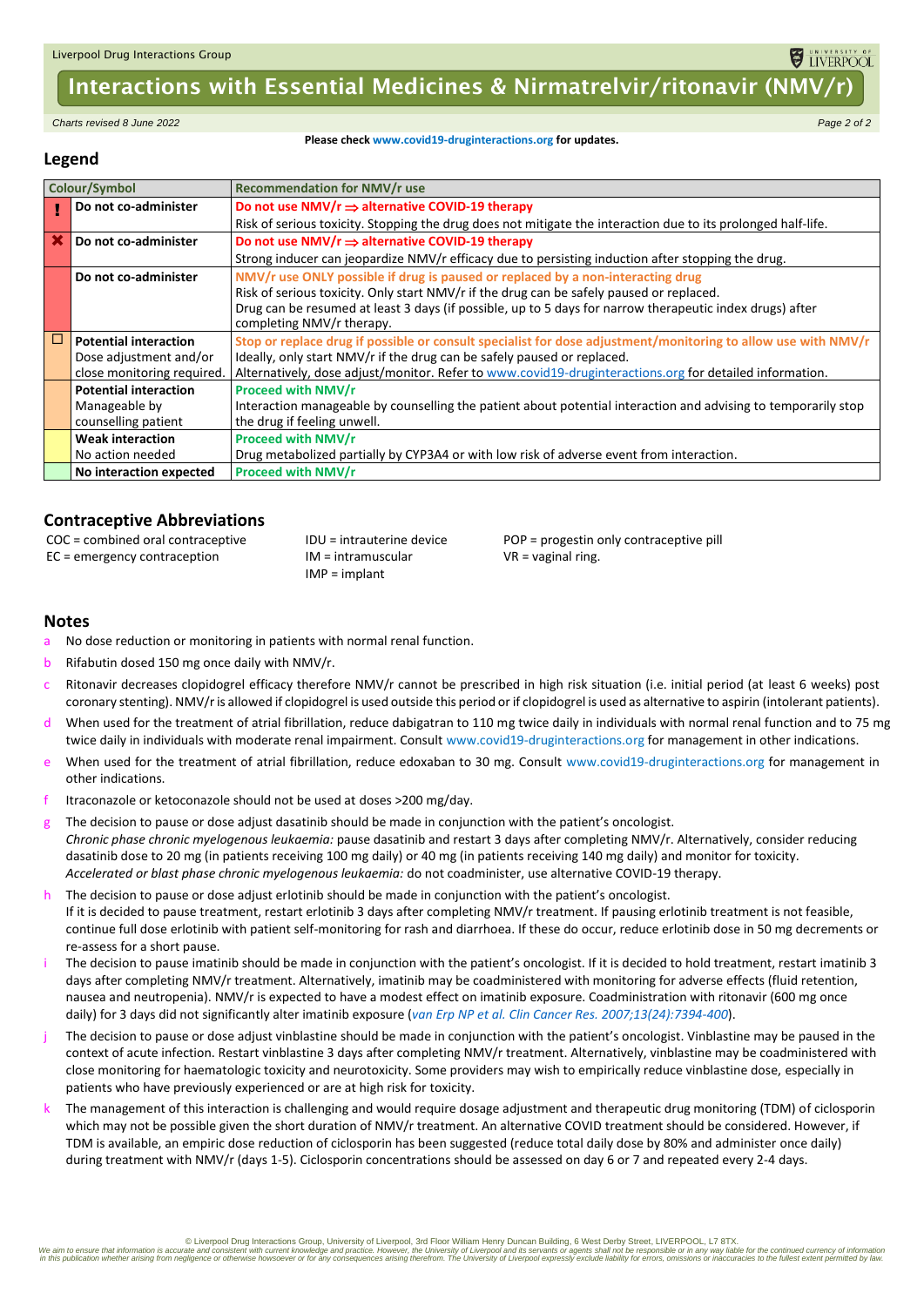# Interactions with Essential Medicines & Nirmatrelvir/ritonavir (NMV/r)

*Charts revised 8 June 2022*

**Please check www.covid19-druginteractions.org for updates.**

## Legend

| Colour/Symbol | | Recommendation for NMV/r use |
|---|---|---|
| ! | **Do not co-administer** | **Do not use NMV/r ⇒ alternative COVID-19 therapy** Risk of serious toxicity. Stopping the drug does not mitigate the interaction due to its prolonged half-life. |
| ✖ | **Do not co-administer** | **Do not use NMV/r ⇒ alternative COVID-19 therapy** Strong inducer can jeopardize NMV/r efficacy due to persisting induction after stopping the drug. |
| | **Do not co-administer** | **NMV/r use ONLY possible if drug is paused or replaced by a non-interacting drug** Risk of serious toxicity. Only start NMV/r if the drug can be safely paused or replaced. Drug can be resumed at least 3 days (if possible, up to 5 days for narrow therapeutic index drugs) after completing NMV/r therapy. |
| ☐ | **Potential interaction** Dose adjustment and/or close monitoring required. | **Stop or replace drug if possible or consult specialist for dose adjustment/monitoring to allow use with NMV/r** Ideally, only start NMV/r if the drug can be safely paused or replaced. Alternatively, dose adjust/monitor. Refer to www.covid19-druginteractions.org for detailed information. |
| | **Potential interaction** Manageable by counselling patient | **Proceed with NMV/r** Interaction manageable by counselling the patient about potential interaction and advising to temporarily stop the drug if feeling unwell. |
| | **Weak interaction** No action needed | **Proceed with NMV/r** Drug metabolized partially by CYP3A4 or with low risk of adverse event from interaction. |
| | **No interaction expected** | **Proceed with NMV/r** |

## Contraceptive Abbreviations

COC = combined oral contraceptive
EC = emergency contraception
IDU = intrauterine device
IM = intramuscular
IMP = implant
POP = progestin only contraceptive pill
VR = vaginal ring.

## Notes

- a No dose reduction or monitoring in patients with normal renal function.
- b Rifabutin dosed 150 mg once daily with NMV/r.
- c Ritonavir decreases clopidogrel efficacy therefore NMV/r cannot be prescribed in high risk situation (i.e. initial period (at least 6 weeks) post coronary stenting). NMV/r is allowed if clopidogrel is used outside this period or if clopidogrel is used as alternative to aspirin (intolerant patients).
- d When used for the treatment of atrial fibrillation, reduce dabigatran to 110 mg twice daily in individuals with normal renal function and to 75 mg twice daily in individuals with moderate renal impairment. Consult www.covid19-druginteractions.org for management in other indications.
- e When used for the treatment of atrial fibrillation, reduce edoxaban to 30 mg. Consult www.covid19-druginteractions.org for management in other indications.
- f Itraconazole or ketoconazole should not be used at doses >200 mg/day.
- g The decision to pause or dose adjust dasatinib should be made in conjunction with the patient's oncologist.
  *Chronic phase chronic myelogenous leukaemia:* pause dasatinib and restart 3 days after completing NMV/r. Alternatively, consider reducing dasatinib dose to 20 mg (in patients receiving 100 mg daily) or 40 mg (in patients receiving 140 mg daily) and monitor for toxicity.
  *Accelerated or blast phase chronic myelogenous leukaemia:* do not coadminister, use alternative COVID-19 therapy.
- h The decision to pause or dose adjust erlotinib should be made in conjunction with the patient's oncologist.
  If it is decided to pause treatment, restart erlotinib 3 days after completing NMV/r treatment. If pausing erlotinib treatment is not feasible, continue full dose erlotinib with patient self-monitoring for rash and diarrhoea. If these do occur, reduce erlotinib dose in 50 mg decrements or re-assess for a short pause.
- i The decision to pause imatinib should be made in conjunction with the patient's oncologist. If it is decided to hold treatment, restart imatinib 3 days after completing NMV/r treatment. Alternatively, imatinib may be coadministered with monitoring for adverse effects (fluid retention, nausea and neutropenia). NMV/r is expected to have a modest effect on imatinib exposure. Coadministration with ritonavir (600 mg once daily) for 3 days did not significantly alter imatinib exposure (*van Erp NP et al. Clin Cancer Res. 2007;13(24):7394-400*).
- j The decision to pause or dose adjust vinblastine should be made in conjunction with the patient's oncologist. Vinblastine may be paused in the context of acute infection. Restart vinblastine 3 days after completing NMV/r treatment. Alternatively, vinblastine may be coadministered with close monitoring for haematologic toxicity and neurotoxicity. Some providers may wish to empirically reduce vinblastine dose, especially in patients who have previously experienced or are at high risk for toxicity.
- k The management of this interaction is challenging and would require dosage adjustment and therapeutic drug monitoring (TDM) of ciclosporin which may not be possible given the short duration of NMV/r treatment. An alternative COVID treatment should be considered. However, if TDM is available, an empiric dose reduction of ciclosporin has been suggested (reduce total daily dose by 80% and administer once daily) during treatment with NMV/r (days 1-5). Ciclosporin concentrations should be assessed on day 6 or 7 and repeated every 2-4 days.

© Liverpool Drug Interactions Group, University of Liverpool, 3rd Floor William Henry Duncan Building, 6 West Derby Street, LIVERPOOL, L7 8TX.
*We aim to ensure that information is accurate and consistent with current knowledge and practice. However, the University of Liverpool and its servants or agents shall not be responsible or in any way liable for the continued currency of information in this publication whether arising from negligence or otherwise howsoever or for any consequences arising therefrom. The University of Liverpool expressly exclude liability for errors, omissions or inaccuracies to the fullest extent permitted by law.*